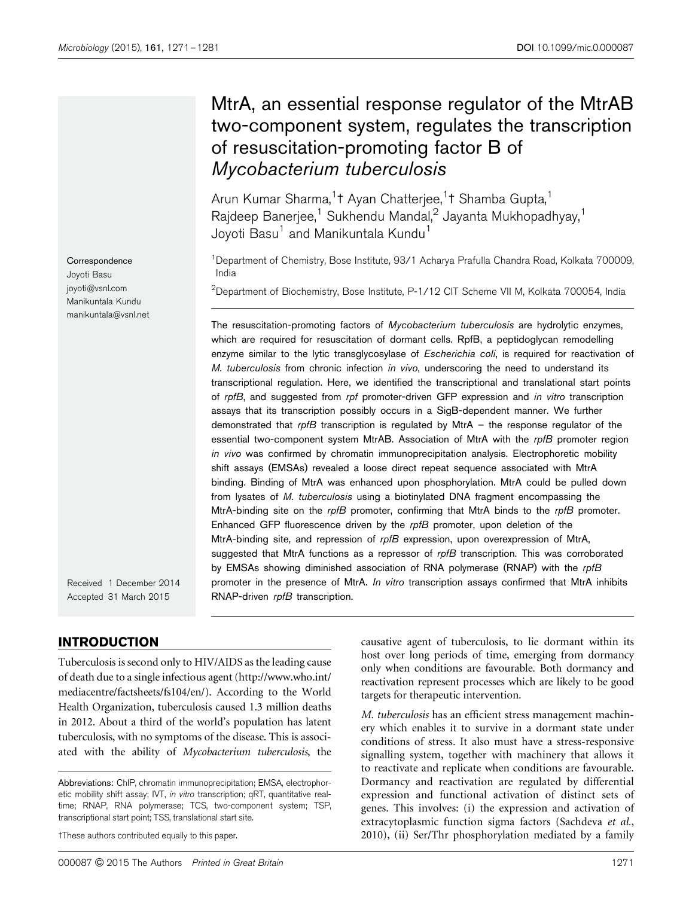# MtrA, an essential response regulator of the MtrAB two-component system, regulates the transcription of resuscitation-promoting factor B of *Mycobacterium tuberculosis*

Arun Kumar Sharma,[1]† Ayan Chatterjee,[1]† Shamba Gupta,[1] Rajdeep Banerjee,[1] Sukhendu Mandal,[2] Jayanta Mukhopadhyay,[1] Joyoti Basu[1] and Manikuntala Kundu[1]

[1]Department of Chemistry, Bose Institute, 93/1 Acharya Prafulla Chandra Road, Kolkata 700009, India

[2]Department of Biochemistry, Bose Institute, P-1/12 CIT Scheme VII M, Kolkata 700054, India

Correspondence
Joyoti Basu
joyoti@vsnl.com
Manikuntala Kundu
manikuntala@vsnl.net

The resuscitation-promoting factors of *Mycobacterium tuberculosis* are hydrolytic enzymes, which are required for resuscitation of dormant cells. RpfB, a peptidoglycan remodelling enzyme similar to the lytic transglycosylase of *Escherichia coli*, is required for reactivation of *M. tuberculosis* from chronic infection *in vivo*, underscoring the need to understand its transcriptional regulation. Here, we identified the transcriptional and translational start points of *rpfB*, and suggested from *rpf* promoter-driven GFP expression and *in vitro* transcription assays that its transcription possibly occurs in a SigB-dependent manner. We further demonstrated that *rpfB* transcription is regulated by MtrA – the response regulator of the essential two-component system MtrAB. Association of MtrA with the *rpfB* promoter region *in vivo* was confirmed by chromatin immunoprecipitation analysis. Electrophoretic mobility shift assays (EMSAs) revealed a loose direct repeat sequence associated with MtrA binding. Binding of MtrA was enhanced upon phosphorylation. MtrA could be pulled down from lysates of *M. tuberculosis* using a biotinylated DNA fragment encompassing the MtrA-binding site on the *rpfB* promoter, confirming that MtrA binds to the *rpfB* promoter. Enhanced GFP fluorescence driven by the *rpfB* promoter, upon deletion of the MtrA-binding site, and repression of *rpfB* expression, upon overexpression of MtrA, suggested that MtrA functions as a repressor of *rpfB* transcription. This was corroborated by EMSAs showing diminished association of RNA polymerase (RNAP) with the *rpfB* promoter in the presence of MtrA. *In vitro* transcription assays confirmed that MtrA inhibits RNAP-driven *rpfB* transcription.

Received 1 December 2014
Accepted 31 March 2015

## INTRODUCTION

Tuberculosis is second only to HIV/AIDS as the leading cause of death due to a single infectious agent (http://www.who.int/mediacentre/factsheets/fs104/en/). According to the World Health Organization, tuberculosis caused 1.3 million deaths in 2012. About a third of the world's population has latent tuberculosis, with no symptoms of the disease. This is associated with the ability of *Mycobacterium tuberculosis*, the causative agent of tuberculosis, to lie dormant within its host over long periods of time, emerging from dormancy only when conditions are favourable. Both dormancy and reactivation represent processes which are likely to be good targets for therapeutic intervention.

*M. tuberculosis* has an efficient stress management machinery which enables it to survive in a dormant state under conditions of stress. It also must have a stress-responsive signalling system, together with machinery that allows it to reactivate and replicate when conditions are favourable. Dormancy and reactivation are regulated by differential expression and functional activation of distinct sets of genes. This involves: (i) the expression and activation of extracytoplasmic function sigma factors (Sachdeva *et al.*, 2010), (ii) Ser/Thr phosphorylation mediated by a family

Abbreviations: ChIP, chromatin immunoprecipitation; EMSA, electrophoretic mobility shift assay; IVT, *in vitro* transcription; qRT, quantitative real-time; RNAP, RNA polymerase; TCS, two-component system; TSP, transcriptional start point; TSS, translational start site.

†These authors contributed equally to this paper.

000087 © 2015 The Authors Printed in Great Britain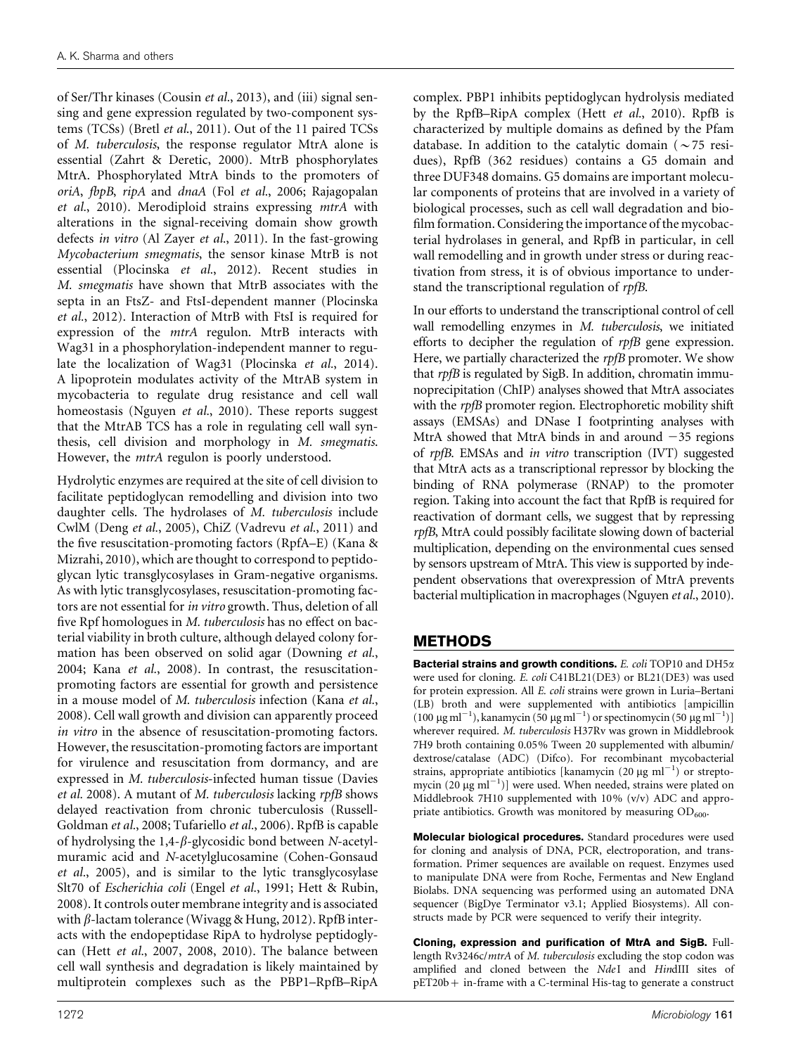of Ser/Thr kinases (Cousin *et al.*, 2013), and (iii) signal sensing and gene expression regulated by two-component systems (TCSs) (Bretl *et al.*, 2011). Out of the 11 paired TCSs of *M. tuberculosis*, the response regulator MtrA alone is essential (Zahrt & Deretic, 2000). MtrB phosphorylates MtrA. Phosphorylated MtrA binds to the promoters of *oriA*, *fbpB*, *ripA* and *dnaA* (Fol *et al.*, 2006; Rajagopalan *et al.*, 2010). Merodiploid strains expressing *mtrA* with alterations in the signal-receiving domain show growth defects *in vitro* (Al Zayer *et al.*, 2011). In the fast-growing *Mycobacterium smegmatis*, the sensor kinase MtrB is not essential (Plocinska *et al.*, 2012). Recent studies in *M. smegmatis* have shown that MtrB associates with the septa in an FtsZ- and FtsI-dependent manner (Plocinska *et al.*, 2012). Interaction of MtrB with FtsI is required for expression of the *mtrA* regulon. MtrB interacts with Wag31 in a phosphorylation-independent manner to regulate the localization of Wag31 (Plocinska *et al.*, 2014). A lipoprotein modulates activity of the MtrAB system in mycobacteria to regulate drug resistance and cell wall homeostasis (Nguyen *et al.*, 2010). These reports suggest that the MtrAB TCS has a role in regulating cell wall synthesis, cell division and morphology in *M. smegmatis*. However, the *mtrA* regulon is poorly understood.

Hydrolytic enzymes are required at the site of cell division to facilitate peptidoglycan remodelling and division into two daughter cells. The hydrolases of *M. tuberculosis* include CwlM (Deng *et al.*, 2005), ChiZ (Vadrevu *et al.*, 2011) and the five resuscitation-promoting factors (RpfA–E) (Kana & Mizrahi, 2010), which are thought to correspond to peptidoglycan lytic transglycosylases in Gram-negative organisms. As with lytic transglycosylases, resuscitation-promoting factors are not essential for *in vitro* growth. Thus, deletion of all five Rpf homologues in *M. tuberculosis* has no effect on bacterial viability in broth culture, although delayed colony formation has been observed on solid agar (Downing *et al.*, 2004; Kana *et al.*, 2008). In contrast, the resuscitation-promoting factors are essential for growth and persistence in a mouse model of *M. tuberculosis* infection (Kana *et al.*, 2008). Cell wall growth and division can apparently proceed *in vitro* in the absence of resuscitation-promoting factors. However, the resuscitation-promoting factors are important for virulence and resuscitation from dormancy, and are expressed in *M. tuberculosis*-infected human tissue (Davies *et al.* 2008). A mutant of *M. tuberculosis* lacking *rpfB* shows delayed reactivation from chronic tuberculosis (Russell-Goldman *et al.*, 2008; Tufariello *et al.*, 2006). RpfB is capable of hydrolysing the 1,4-$\beta$-glycosidic bond between *N*-acetylmuramic acid and *N*-acetylglucosamine (Cohen-Gonsaud *et al.*, 2005), and is similar to the lytic transglycosylase Slt70 of *Escherichia coli* (Engel *et al.*, 1991; Hett & Rubin, 2008). It controls outer membrane integrity and is associated with $\beta$-lactam tolerance (Wivagg & Hung, 2012). RpfB interacts with the endopeptidase RipA to hydrolyse peptidoglycan (Hett *et al.*, 2007, 2008, 2010). The balance between cell wall synthesis and degradation is likely maintained by multiprotein complexes such as the PBP1–RpfB–RipA complex. PBP1 inhibits peptidoglycan hydrolysis mediated by the RpfB–RipA complex (Hett *et al.*, 2010). RpfB is characterized by multiple domains as defined by the Pfam database. In addition to the catalytic domain ($\sim$75 residues), RpfB (362 residues) contains a G5 domain and three DUF348 domains. G5 domains are important molecular components of proteins that are involved in a variety of biological processes, such as cell wall degradation and biofilm formation. Considering the importance of the mycobacterial hydrolases in general, and RpfB in particular, in cell wall remodelling and in growth under stress or during reactivation from stress, it is of obvious importance to understand the transcriptional regulation of *rpfB*.

In our efforts to understand the transcriptional control of cell wall remodelling enzymes in *M. tuberculosis*, we initiated efforts to decipher the regulation of *rpfB* gene expression. Here, we partially characterized the *rpfB* promoter. We show that *rpfB* is regulated by SigB. In addition, chromatin immunoprecipitation (ChIP) analyses showed that MtrA associates with the *rpfB* promoter region. Electrophoretic mobility shift assays (EMSAs) and DNase I footprinting analyses with MtrA showed that MtrA binds in and around −35 regions of *rpfB*. EMSAs and *in vitro* transcription (IVT) suggested that MtrA acts as a transcriptional repressor by blocking the binding of RNA polymerase (RNAP) to the promoter region. Taking into account the fact that RpfB is required for reactivation of dormant cells, we suggest that by repressing *rpfB*, MtrA could possibly facilitate slowing down of bacterial multiplication, depending on the environmental cues sensed by sensors upstream of MtrA. This view is supported by independent observations that overexpression of MtrA prevents bacterial multiplication in macrophages (Nguyen *et al.*, 2010).

## METHODS

**Bacterial strains and growth conditions.** *E. coli* TOP10 and DH5$\alpha$ were used for cloning. *E. coli* C41BL21(DE3) or BL21(DE3) was used for protein expression. All *E. coli* strains were grown in Luria–Bertani (LB) broth and were supplemented with antibiotics [ampicillin (100 $\mu$g ml$^{-1}$), kanamycin (50 $\mu$g ml$^{-1}$) or spectinomycin (50 $\mu$g ml$^{-1}$)] wherever required. *M. tuberculosis* H37Rv was grown in Middlebrook 7H9 broth containing 0.05% Tween 20 supplemented with albumin/dextrose/catalase (ADC) (Difco). For recombinant mycobacterial strains, appropriate antibiotics [kanamycin (20 $\mu$g ml$^{-1}$) or streptomycin (20 $\mu$g ml$^{-1}$)] were used. When needed, strains were plated on Middlebrook 7H10 supplemented with 10% (v/v) ADC and appropriate antibiotics. Growth was monitored by measuring $OD_{600}$.

**Molecular biological procedures.** Standard procedures were used for cloning and analysis of DNA, PCR, electroporation, and transformation. Primer sequences are available on request. Enzymes used to manipulate DNA were from Roche, Fermentas and New England Biolabs. DNA sequencing was performed using an automated DNA sequencer (BigDye Terminator v3.1; Applied Biosystems). All constructs made by PCR were sequenced to verify their integrity.

**Cloning, expression and purification of MtrA and SigB.** Full-length Rv3246c/*mtrA* of *M. tuberculosis* excluding the stop codon was amplified and cloned between the *Nde*I and *Hin*dIII sites of pET20b+ in-frame with a C-terminal His-tag to generate a construct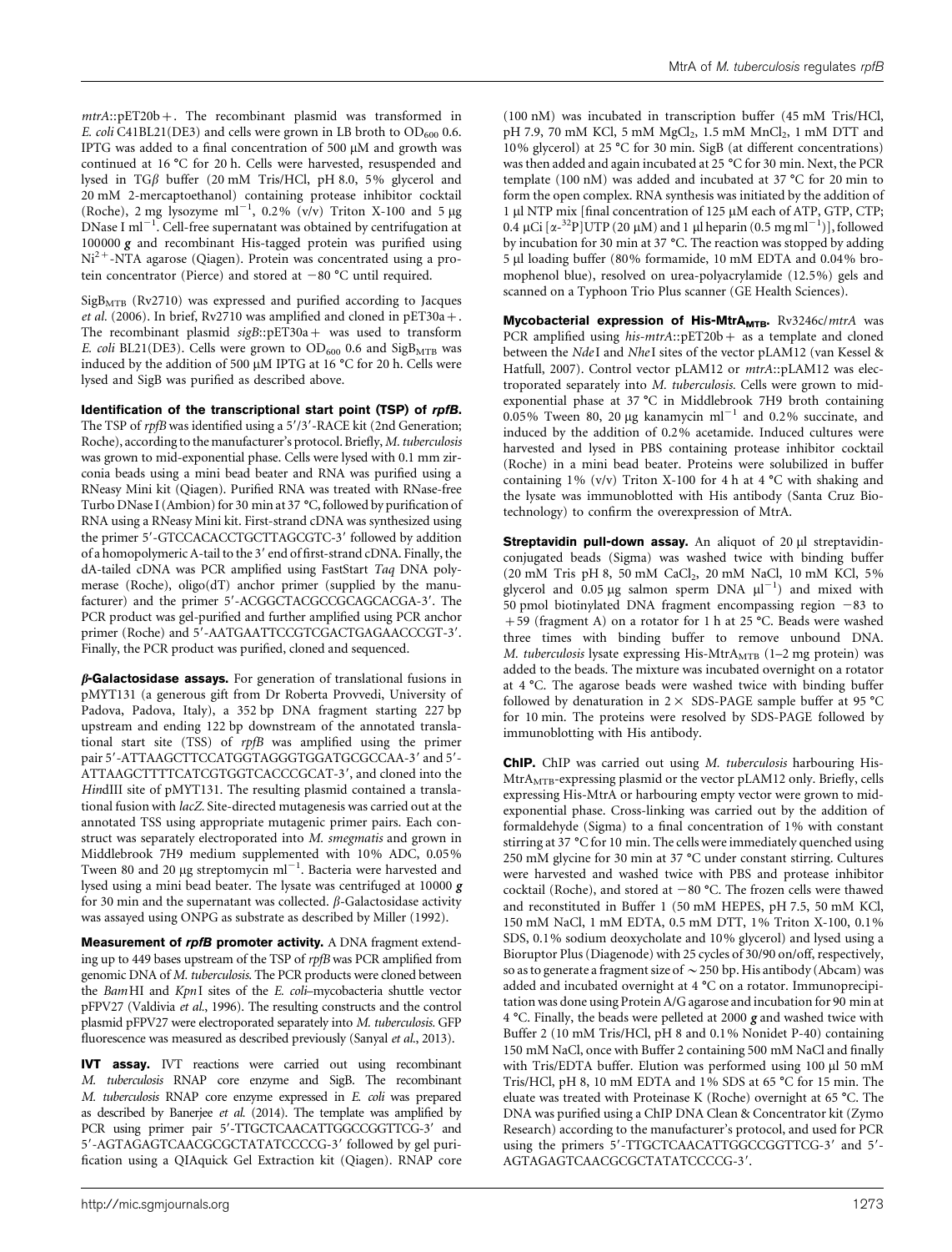*mtrA*::pET20b+. The recombinant plasmid was transformed in *E. coli* C41BL21(DE3) and cells were grown in LB broth to $OD_{600}$ 0.6. IPTG was added to a final concentration of 500 μM and growth was continued at 16 °C for 20 h. Cells were harvested, resuspended and lysed in TGβ buffer (20 mM Tris/HCl, pH 8.0, 5% glycerol and 20 mM 2-mercaptoethanol) containing protease inhibitor cocktail (Roche), 2 mg lysozyme $ml^{-1}$, 0.2% (v/v) Triton X-100 and 5 μg DNase I $ml^{-1}$. Cell-free supernatant was obtained by centrifugation at 100000 ***g*** and recombinant His-tagged protein was purified using $Ni^{2+}$-NTA agarose (Qiagen). Protein was concentrated using a protein concentrator (Pierce) and stored at −80 °C until required.

$SigB_{MTB}$ (Rv2710) was expressed and purified according to Jacques *et al.* (2006). In brief, Rv2710 was amplified and cloned in pET30a+. The recombinant plasmid *sigB*::pET30a+ was used to transform *E. coli* BL21(DE3). Cells were grown to $OD_{600}$ 0.6 and $SigB_{MTB}$ was induced by the addition of 500 μM IPTG at 16 °C for 20 h. Cells were lysed and SigB was purified as described above.

**Identification of the transcriptional start point (TSP) of *rpfB*.** The TSP of *rpfB* was identified using a 5′/3′-RACE kit (2nd Generation; Roche), according to the manufacturer's protocol. Briefly, *M. tuberculosis* was grown to mid-exponential phase. Cells were lysed with 0.1 mm zirconia beads using a mini bead beater and RNA was purified using a RNeasy Mini kit (Qiagen). Purified RNA was treated with RNase-free Turbo DNase I (Ambion) for 30 min at 37 °C, followed by purification of RNA using a RNeasy Mini kit. First-strand cDNA was synthesized using the primer 5′-GTCCACACCTGCTTAGCGTC-3′ followed by addition of a homopolymeric A-tail to the 3′ end of first-strand cDNA. Finally, the dA-tailed cDNA was PCR amplified using FastStart *Taq* DNA polymerase (Roche), oligo(dT) anchor primer (supplied by the manufacturer) and the primer 5′-ACGGCTACGCCGCAGCACGA-3′. The PCR product was gel-purified and further amplified using PCR anchor primer (Roche) and 5′-AATGAATTCCGTCGACTGAGAACCCGT-3′. Finally, the PCR product was purified, cloned and sequenced.

***β*-Galactosidase assays.** For generation of translational fusions in pMYT131 (a generous gift from Dr Roberta Provvedi, University of Padova, Padova, Italy), a 352 bp DNA fragment starting 227 bp upstream and ending 122 bp downstream of the annotated translational start site (TSS) of *rpfB* was amplified using the primer pair 5′-ATTAAGCTTCCATGGTAGGGTGGATGCGCCAA-3′ and 5′-ATTAAGCTTTTCATCGTGGTCACCCGCAT-3′, and cloned into the *Hin*dIII site of pMYT131. The resulting plasmid contained a translational fusion with *lacZ*. Site-directed mutagenesis was carried out at the annotated TSS using appropriate mutagenic primer pairs. Each construct was separately electroporated into *M. smegmatis* and grown in Middlebrook 7H9 medium supplemented with 10% ADC, 0.05% Tween 80 and 20 μg streptomycin $ml^{-1}$. Bacteria were harvested and lysed using a mini bead beater. The lysate was centrifuged at 10000 ***g*** for 30 min and the supernatant was collected. *β*-Galactosidase activity was assayed using ONPG as substrate as described by Miller (1992).

**Measurement of *rpfB* promoter activity.** A DNA fragment extending up to 449 bases upstream of the TSP of *rpfB* was PCR amplified from genomic DNA of *M. tuberculosis*. The PCR products were cloned between the *Bam*HI and *Kpn*I sites of the *E. coli*–mycobacteria shuttle vector pFPV27 (Valdivia *et al.*, 1996). The resulting constructs and the control plasmid pFPV27 were electroporated separately into *M. tuberculosis*. GFP fluorescence was measured as described previously (Sanyal *et al.*, 2013).

**IVT assay.** IVT reactions were carried out using recombinant *M. tuberculosis* RNAP core enzyme and SigB. The recombinant *M. tuberculosis* RNAP core enzyme expressed in *E. coli* was prepared as described by Banerjee *et al.* (2014). The template was amplified by PCR using primer pair 5′-TTGCTCAACATTGGCCGGTTCG-3′ and 5′-AGTAGAGTCAACGCGCTATATCCCCG-3′ followed by gel purification using a QIAquick Gel Extraction kit (Qiagen). RNAP core (100 nM) was incubated in transcription buffer (45 mM Tris/HCl, pH 7.9, 70 mM KCl, 5 mM $MgCl_2$, 1.5 mM $MnCl_2$, 1 mM DTT and 10% glycerol) at 25 °C for 30 min. SigB (at different concentrations) was then added and again incubated at 25 °C for 30 min. Next, the PCR template (100 nM) was added and incubated at 37 °C for 20 min to form the open complex. RNA synthesis was initiated by the addition of 1 μl NTP mix [final concentration of 125 μM each of ATP, GTP, CTP; 0.4 μCi [α-$^{32}$P]UTP (20 μM) and 1 μl heparin (0.5 mg $ml^{-1}$)], followed by incubation for 30 min at 37 °C. The reaction was stopped by adding 5 μl loading buffer (80% formamide, 10 mM EDTA and 0.04% bromophenol blue), resolved on urea-polyacrylamide (12.5%) gels and scanned on a Typhoon Trio Plus scanner (GE Health Sciences).

**Mycobacterial expression of His-$MtrA_{MTB}$.** Rv3246c/*mtrA* was PCR amplified using *his-mtrA*::pET20b+ as a template and cloned between the *Nde*I and *Nhe*I sites of the vector pLAM12 (van Kessel & Hatfull, 2007). Control vector pLAM12 or *mtrA*::pLAM12 was electroporated separately into *M. tuberculosis*. Cells were grown to mid-exponential phase at 37 °C in Middlebrook 7H9 broth containing 0.05% Tween 80, 20 μg kanamycin $ml^{-1}$ and 0.2% succinate, and induced by the addition of 0.2% acetamide. Induced cultures were harvested and lysed in PBS containing protease inhibitor cocktail (Roche) in a mini bead beater. Proteins were solubilized in buffer containing 1% (v/v) Triton X-100 for 4 h at 4 °C with shaking and the lysate was immunoblotted with His antibody (Santa Cruz Biotechnology) to confirm the overexpression of MtrA.

**Streptavidin pull-down assay.** An aliquot of 20 μl streptavidin-conjugated beads (Sigma) was washed twice with binding buffer (20 mM Tris pH 8, 50 mM $CaCl_2$, 20 mM NaCl, 10 mM KCl, 5% glycerol and 0.05 μg salmon sperm DNA $\mu l^{-1}$) and mixed with 50 pmol biotinylated DNA fragment encompassing region −83 to +59 (fragment A) on a rotator for 1 h at 25 °C. Beads were washed three times with binding buffer to remove unbound DNA. *M. tuberculosis* lysate expressing His-$MtrA_{MTB}$ (1–2 mg protein) was added to the beads. The mixture was incubated overnight on a rotator at 4 °C. The agarose beads were washed twice with binding buffer followed by denaturation in 2× SDS-PAGE sample buffer at 95 °C for 10 min. The proteins were resolved by SDS-PAGE followed by immunoblotting with His antibody.

**ChIP.** ChIP was carried out using *M. tuberculosis* harbouring His-$MtrA_{MTB}$-expressing plasmid or the vector pLAM12 only. Briefly, cells expressing His-MtrA or harbouring empty vector were grown to mid-exponential phase. Cross-linking was carried out by the addition of formaldehyde (Sigma) to a final concentration of 1% with constant stirring at 37 °C for 10 min. The cells were immediately quenched using 250 mM glycine for 30 min at 37 °C under constant stirring. Cultures were harvested and washed twice with PBS and protease inhibitor cocktail (Roche), and stored at −80 °C. The frozen cells were thawed and reconstituted in Buffer 1 (50 mM HEPES, pH 7.5, 50 mM KCl, 150 mM NaCl, 1 mM EDTA, 0.5 mM DTT, 1% Triton X-100, 0.1% SDS, 0.1% sodium deoxycholate and 10% glycerol) and lysed using a Bioruptor Plus (Diagenode) with 25 cycles of 30/90 on/off, respectively, so as to generate a fragment size of ~250 bp. His antibody (Abcam) was added and incubated overnight at 4 °C on a rotator. Immunoprecipitation was done using Protein A/G agarose and incubation for 90 min at 4 °C. Finally, the beads were pelleted at 2000 ***g*** and washed twice with Buffer 2 (10 mM Tris/HCl, pH 8 and 0.1% Nonidet P-40) containing 150 mM NaCl, once with Buffer 2 containing 500 mM NaCl and finally with Tris/EDTA buffer. Elution was performed using 100 μl 50 mM Tris/HCl, pH 8, 10 mM EDTA and 1% SDS at 65 °C for 15 min. The eluate was treated with Proteinase K (Roche) overnight at 65 °C. The DNA was purified using a ChIP DNA Clean & Concentrator kit (Zymo Research) according to the manufacturer's protocol, and used for PCR using the primers 5′-TTGCTCAACATTGGCCGGTTCG-3′ and 5′-AGTAGAGTCAACGCGCTATATCCCCG-3′.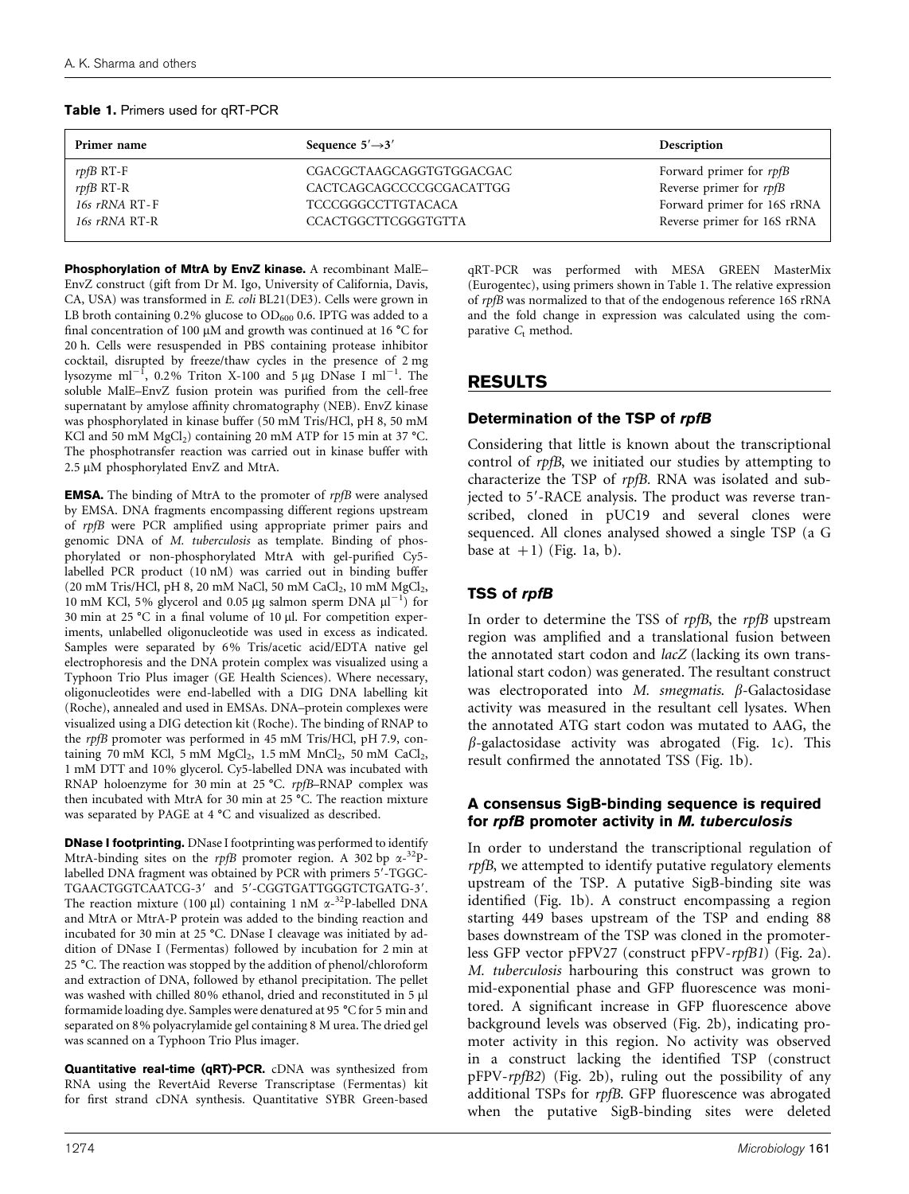**Table 1.** Primers used for qRT-PCR

| Primer name | Sequence 5′→3′ | Description |
|---|---|---|
| *rpfB* RT-F | CGACGCTAAGCAGGTGTGGACGAC | Forward primer for *rpfB* |
| *rpfB* RT-R | CACTCAGCAGCCCCGCGACATTGG | Reverse primer for *rpfB* |
| *16s rRNA* RT-F | TCCCGGGCCTTGTACACA | Forward primer for 16S rRNA |
| *16s rRNA* RT-R | CCACTGGCTTCGGGTGTTA | Reverse primer for 16S rRNA |

**Phosphorylation of MtrA by EnvZ kinase.** A recombinant MalE–EnvZ construct (gift from Dr M. Igo, University of California, Davis, CA, USA) was transformed in *E. coli* BL21(DE3). Cells were grown in LB broth containing 0.2% glucose to $OD_{600}$ 0.6. IPTG was added to a final concentration of 100 μM and growth was continued at 16 °C for 20 h. Cells were resuspended in PBS containing protease inhibitor cocktail, disrupted by freeze/thaw cycles in the presence of 2 mg lysozyme $ml^{-1}$, 0.2% Triton X-100 and 5 μg DNase I $ml^{-1}$. The soluble MalE–EnvZ fusion protein was purified from the cell-free supernatant by amylose affinity chromatography (NEB). EnvZ kinase was phosphorylated in kinase buffer (50 mM Tris/HCl, pH 8, 50 mM KCl and 50 mM $MgCl_2$) containing 20 mM ATP for 15 min at 37 °C. The phosphotransfer reaction was carried out in kinase buffer with 2.5 μM phosphorylated EnvZ and MtrA.

**EMSA.** The binding of MtrA to the promoter of *rpfB* were analysed by EMSA. DNA fragments encompassing different regions upstream of *rpfB* were PCR amplified using appropriate primer pairs and genomic DNA of *M. tuberculosis* as template. Binding of phosphorylated or non-phosphorylated MtrA with gel-purified Cy5-labelled PCR product (10 nM) was carried out in binding buffer (20 mM Tris/HCl, pH 8, 20 mM NaCl, 50 mM $CaCl_2$, 10 mM $MgCl_2$, 10 mM KCl, 5% glycerol and 0.05 μg salmon sperm DNA $μl^{-1}$) for 30 min at 25 °C in a final volume of 10 μl. For competition experiments, unlabelled oligonucleotide was used in excess as indicated. Samples were separated by 6% Tris/acetic acid/EDTA native gel electrophoresis and the DNA protein complex was visualized using a Typhoon Trio Plus imager (GE Health Sciences). Where necessary, oligonucleotides were end-labelled with a DIG DNA labelling kit (Roche), annealed and used in EMSAs. DNA–protein complexes were visualized using a DIG detection kit (Roche). The binding of RNAP to the *rpfB* promoter was performed in 45 mM Tris/HCl, pH 7.9, containing 70 mM KCl, 5 mM $MgCl_2$, 1.5 mM $MnCl_2$, 50 mM $CaCl_2$, 1 mM DTT and 10% glycerol. Cy5-labelled DNA was incubated with RNAP holoenzyme for 30 min at 25 °C. *rpfB*–RNAP complex was then incubated with MtrA for 30 min at 25 °C. The reaction mixture was separated by PAGE at 4 °C and visualized as described.

**DNase I footprinting.** DNase I footprinting was performed to identify MtrA-binding sites on the *rpfB* promoter region. A 302 bp $\alpha$-$^{32}$P-labelled DNA fragment was obtained by PCR with primers 5′-TGGCTGAACTGGTCAATCG-3′ and 5′-CGGTGATTGGGTCTGATG-3′. The reaction mixture (100 μl) containing 1 nM $\alpha$-$^{32}$P-labelled DNA and MtrA or MtrA-P protein was added to the binding reaction and incubated for 30 min at 25 °C. DNase I cleavage was initiated by addition of DNase I (Fermentas) followed by incubation for 2 min at 25 °C. The reaction was stopped by the addition of phenol/chloroform and extraction of DNA, followed by ethanol precipitation. The pellet was washed with chilled 80% ethanol, dried and reconstituted in 5 μl formamide loading dye. Samples were denatured at 95 °C for 5 min and separated on 8% polyacrylamide gel containing 8 M urea. The dried gel was scanned on a Typhoon Trio Plus imager.

**Quantitative real-time (qRT)-PCR.** cDNA was synthesized from RNA using the RevertAid Reverse Transcriptase (Fermentas) kit for first strand cDNA synthesis. Quantitative SYBR Green-based qRT-PCR was performed with MESA GREEN MasterMix (Eurogentec), using primers shown in Table 1. The relative expression of *rpfB* was normalized to that of the endogenous reference 16S rRNA and the fold change in expression was calculated using the comparative $C_t$ method.

## RESULTS

### Determination of the TSP of *rpfB*

Considering that little is known about the transcriptional control of *rpfB*, we initiated our studies by attempting to characterize the TSP of *rpfB*. RNA was isolated and subjected to 5′-RACE analysis. The product was reverse transcribed, cloned in pUC19 and several clones were sequenced. All clones analysed showed a single TSP (a G base at +1) (Fig. 1a, b).

### TSS of *rpfB*

In order to determine the TSS of *rpfB*, the *rpfB* upstream region was amplified and a translational fusion between the annotated start codon and *lacZ* (lacking its own translational start codon) was generated. The resultant construct was electroporated into *M. smegmatis*. $\beta$-Galactosidase activity was measured in the resultant cell lysates. When the annotated ATG start codon was mutated to AAG, the $\beta$-galactosidase activity was abrogated (Fig. 1c). This result confirmed the annotated TSS (Fig. 1b).

### A consensus SigB-binding sequence is required for *rpfB* promoter activity in *M. tuberculosis*

In order to understand the transcriptional regulation of *rpfB*, we attempted to identify putative regulatory elements upstream of the TSP. A putative SigB-binding site was identified (Fig. 1b). A construct encompassing a region starting 449 bases upstream of the TSP and ending 88 bases downstream of the TSP was cloned in the promoterless GFP vector pFPV27 (construct pFPV-*rpfB1*) (Fig. 2a). *M. tuberculosis* harbouring this construct was grown to mid-exponential phase and GFP fluorescence was monitored. A significant increase in GFP fluorescence above background levels was observed (Fig. 2b), indicating promoter activity in this region. No activity was observed in a construct lacking the identified TSP (construct pFPV-*rpfB2*) (Fig. 2b), ruling out the possibility of any additional TSPs for *rpfB*. GFP fluorescence was abrogated when the putative SigB-binding sites were deleted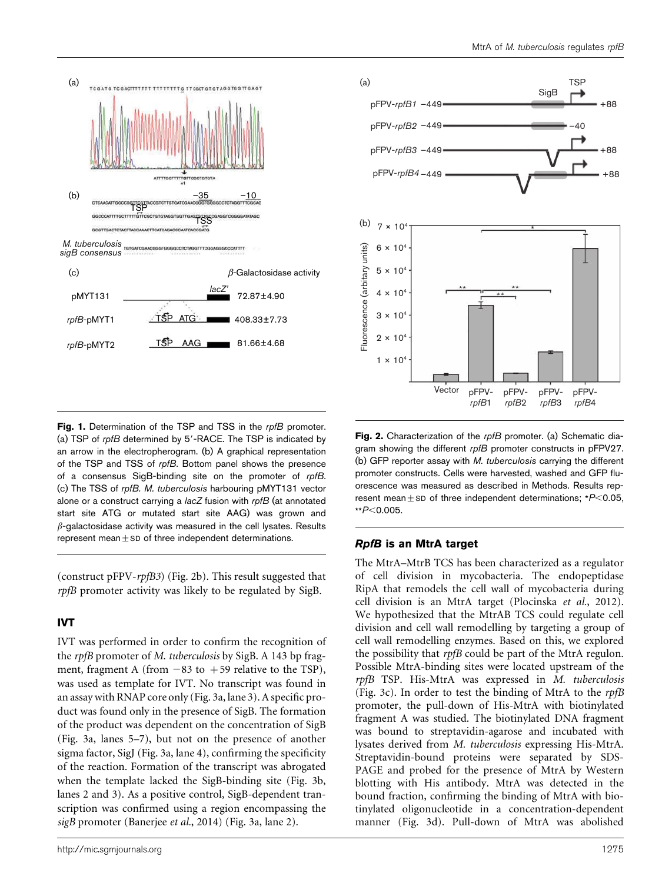**Fig. 1.** Determination of the TSP and TSS in the *rpfB* promoter. (a) TSP of *rpfB* determined by 5′-RACE. The TSP is indicated by an arrow in the electropherogram. (b) A graphical representation of the TSP and TSS of *rpfB*. Bottom panel shows the presence of a consensus SigB-binding site on the promoter of *rpfB*. (c) The TSS of *rpfB*. *M. tuberculosis* harbouring pMYT131 vector alone or a construct carrying a *lacZ* fusion with *rpfB* (at annotated start site ATG or mutated start site AAG) was grown and β-galactosidase activity was measured in the cell lysates. Results represent mean ± SD of three independent determinations.

**Fig. 2.** Characterization of the *rpfB* promoter. (a) Schematic diagram showing the different *rpfB* promoter constructs in pFPV27. (b) GFP reporter assay with *M. tuberculosis* carrying the different promoter constructs. Cells were harvested, washed and GFP fluorescence was measured as described in Methods. Results represent mean ± SD of three independent determinations; \*$P<0.05$, \*\*$P<0.005$.

(construct pFPV-*rpfB3*) (Fig. 2b). This result suggested that *rpfB* promoter activity was likely to be regulated by SigB.

## IVT

IVT was performed in order to confirm the recognition of the *rpfB* promoter of *M. tuberculosis* by SigB. A 143 bp fragment, fragment A (from −83 to +59 relative to the TSP), was used as template for IVT. No transcript was found in an assay with RNAP core only (Fig. 3a, lane 3). A specific product was found only in the presence of SigB. The formation of the product was dependent on the concentration of SigB (Fig. 3a, lanes 5–7), but not on the presence of another sigma factor, SigJ (Fig. 3a, lane 4), confirming the specificity of the reaction. Formation of the transcript was abrogated when the template lacked the SigB-binding site (Fig. 3b, lanes 2 and 3). As a positive control, SigB-dependent transcription was confirmed using a region encompassing the *sigB* promoter (Banerjee *et al.*, 2014) (Fig. 3a, lane 2).

## *RpfB* is an MtrA target

The MtrA–MtrB TCS has been characterized as a regulator of cell division in mycobacteria. The endopeptidase RipA that remodels the cell wall of mycobacteria during cell division is an MtrA target (Plocinska *et al.*, 2012). We hypothesized that the MtrAB TCS could regulate cell division and cell wall remodelling by targeting a group of cell wall remodelling enzymes. Based on this, we explored the possibility that *rpfB* could be part of the MtrA regulon. Possible MtrA-binding sites were located upstream of the *rpfB* TSP. His-MtrA was expressed in *M. tuberculosis* (Fig. 3c). In order to test the binding of MtrA to the *rpfB* promoter, the pull-down of His-MtrA with biotinylated fragment A was studied. The biotinylated DNA fragment was bound to streptavidin-agarose and incubated with lysates derived from *M. tuberculosis* expressing His-MtrA. Streptavidin-bound proteins were separated by SDS-PAGE and probed for the presence of MtrA by Western blotting with His antibody. MtrA was detected in the bound fraction, confirming the binding of MtrA with biotinylated oligonucleotide in a concentration-dependent manner (Fig. 3d). Pull-down of MtrA was abolished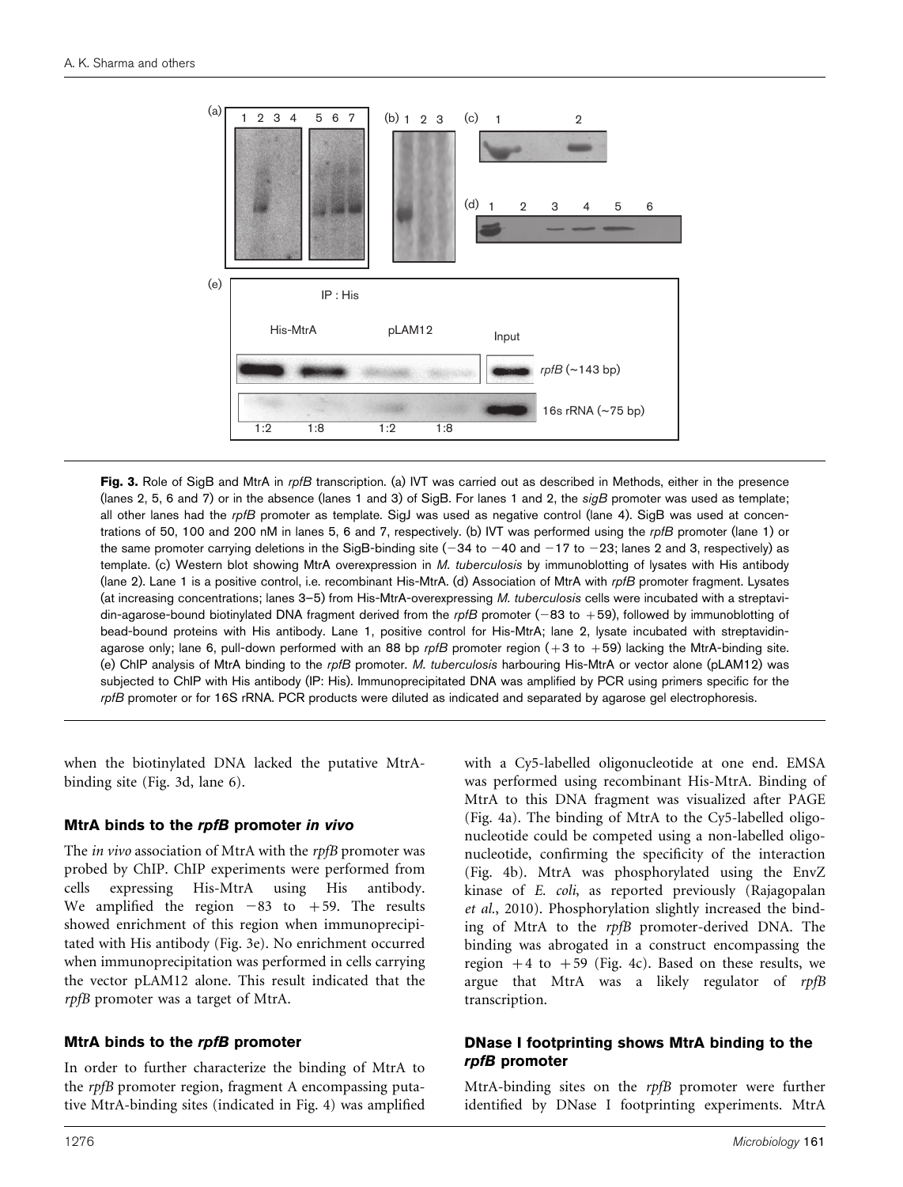Fig. 3. Role of SigB and MtrA in *rpfB* transcription. (a) IVT was carried out as described in Methods, either in the presence (lanes 2, 5, 6 and 7) or in the absence (lanes 1 and 3) of SigB. For lanes 1 and 2, the *sigB* promoter was used as template; all other lanes had the *rpfB* promoter as template. SigJ was used as negative control (lane 4). SigB was used at concentrations of 50, 100 and 200 nM in lanes 5, 6 and 7, respectively. (b) IVT was performed using the *rpfB* promoter (lane 1) or the same promoter carrying deletions in the SigB-binding site (−34 to −40 and −17 to −23; lanes 2 and 3, respectively) as template. (c) Western blot showing MtrA overexpression in *M. tuberculosis* by immunoblotting of lysates with His antibody (lane 2). Lane 1 is a positive control, i.e. recombinant His-MtrA. (d) Association of MtrA with *rpfB* promoter fragment. Lysates (at increasing concentrations; lanes 3–5) from His-MtrA-overexpressing *M. tuberculosis* cells were incubated with a streptavidin-agarose-bound biotinylated DNA fragment derived from the *rpfB* promoter (−83 to +59), followed by immunoblotting of bead-bound proteins with His antibody. Lane 1, positive control for His-MtrA; lane 2, lysate incubated with streptavidin-agarose only; lane 6, pull-down performed with an 88 bp *rpfB* promoter region (+3 to +59) lacking the MtrA-binding site. (e) ChIP analysis of MtrA binding to the *rpfB* promoter. *M. tuberculosis* harbouring His-MtrA or vector alone (pLAM12) was subjected to ChIP with His antibody (IP: His). Immunoprecipitated DNA was amplified by PCR using primers specific for the *rpfB* promoter or for 16S rRNA. PCR products were diluted as indicated and separated by agarose gel electrophoresis.

when the biotinylated DNA lacked the putative MtrA-binding site (Fig. 3d, lane 6).

### MtrA binds to the *rpfB* promoter *in vivo*

The *in vivo* association of MtrA with the *rpfB* promoter was probed by ChIP. ChIP experiments were performed from cells expressing His-MtrA using His antibody. We amplified the region −83 to +59. The results showed enrichment of this region when immunoprecipitated with His antibody (Fig. 3e). No enrichment occurred when immunoprecipitation was performed in cells carrying the vector pLAM12 alone. This result indicated that the *rpfB* promoter was a target of MtrA.

### MtrA binds to the *rpfB* promoter

In order to further characterize the binding of MtrA to the *rpfB* promoter region, fragment A encompassing putative MtrA-binding sites (indicated in Fig. 4) was amplified with a Cy5-labelled oligonucleotide at one end. EMSA was performed using recombinant His-MtrA. Binding of MtrA to this DNA fragment was visualized after PAGE (Fig. 4a). The binding of MtrA to the Cy5-labelled oligonucleotide could be competed using a non-labelled oligonucleotide, confirming the specificity of the interaction (Fig. 4b). MtrA was phosphorylated using the EnvZ kinase of *E. coli*, as reported previously (Rajagopalan *et al.*, 2010). Phosphorylation slightly increased the binding of MtrA to the *rpfB* promoter-derived DNA. The binding was abrogated in a construct encompassing the region +4 to +59 (Fig. 4c). Based on these results, we argue that MtrA was a likely regulator of *rpfB* transcription.

### DNase I footprinting shows MtrA binding to the *rpfB* promoter

MtrA-binding sites on the *rpfB* promoter were further identified by DNase I footprinting experiments. MtrA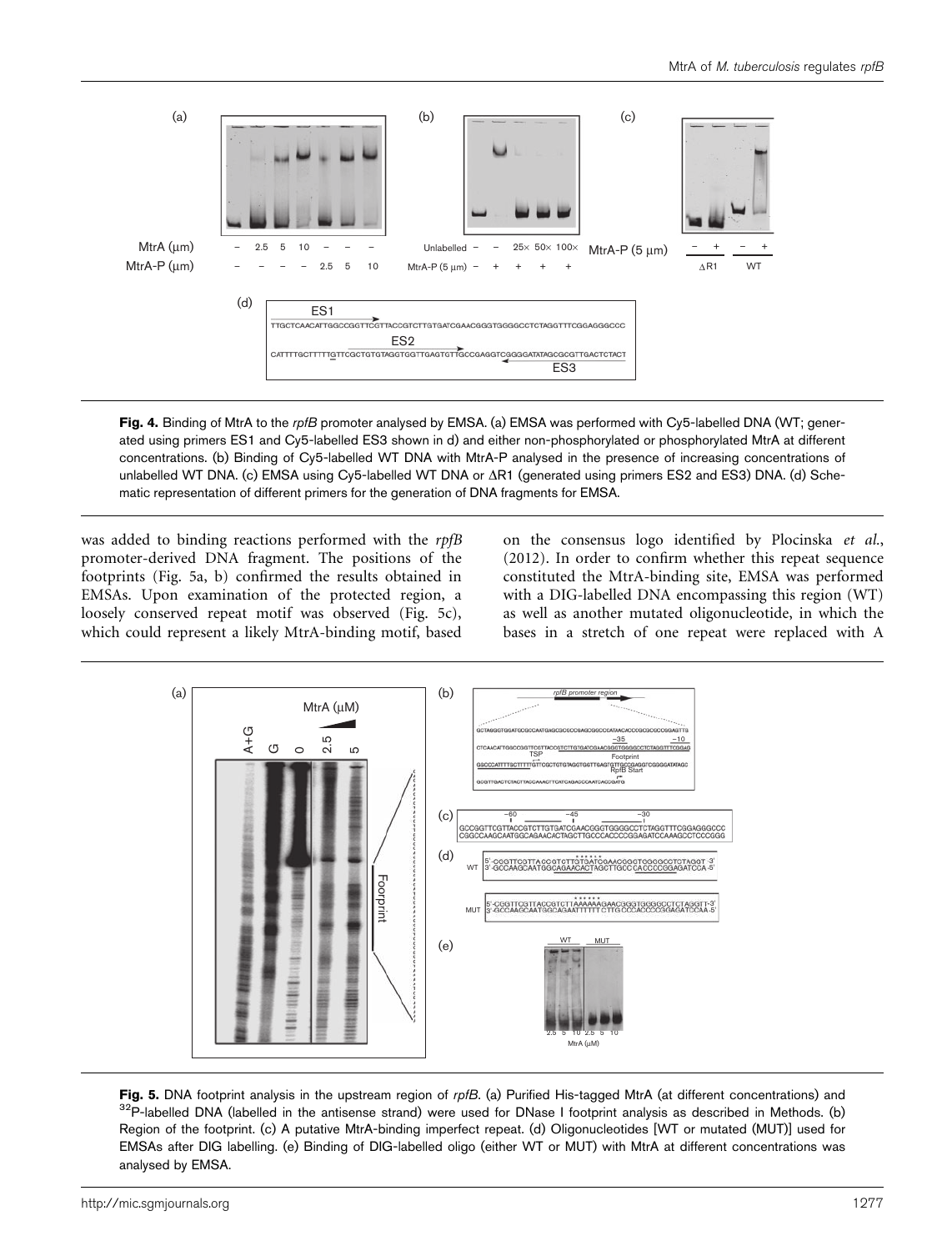**Fig. 4.** Binding of MtrA to the *rpfB* promoter analysed by EMSA. (a) EMSA was performed with Cy5-labelled DNA (WT; generated using primers ES1 and Cy5-labelled ES3 shown in d) and either non-phosphorylated or phosphorylated MtrA at different concentrations. (b) Binding of Cy5-labelled WT DNA with MtrA-P analysed in the presence of increasing concentrations of unlabelled WT DNA. (c) EMSA using Cy5-labelled WT DNA or ΔR1 (generated using primers ES2 and ES3) DNA. (d) Schematic representation of different primers for the generation of DNA fragments for EMSA.

was added to binding reactions performed with the *rpfB* promoter-derived DNA fragment. The positions of the footprints (Fig. 5a, b) confirmed the results obtained in EMSAs. Upon examination of the protected region, a loosely conserved repeat motif was observed (Fig. 5c), which could represent a likely MtrA-binding motif, based on the consensus logo identified by Plocinska *et al.*, (2012). In order to confirm whether this repeat sequence constituted the MtrA-binding site, EMSA was performed with a DIG-labelled DNA encompassing this region (WT) as well as another mutated oligonucleotide, in which the bases in a stretch of one repeat were replaced with A

**Fig. 5.** DNA footprint analysis in the upstream region of *rpfB*. (a) Purified His-tagged MtrA (at different concentrations) and [32]P-labelled DNA (labelled in the antisense strand) were used for DNase I footprint analysis as described in Methods. (b) Region of the footprint. (c) A putative MtrA-binding imperfect repeat. (d) Oligonucleotides [WT or mutated (MUT)] used for EMSAs after DIG labelling. (e) Binding of DIG-labelled oligo (either WT or MUT) with MtrA at different concentrations was analysed by EMSA.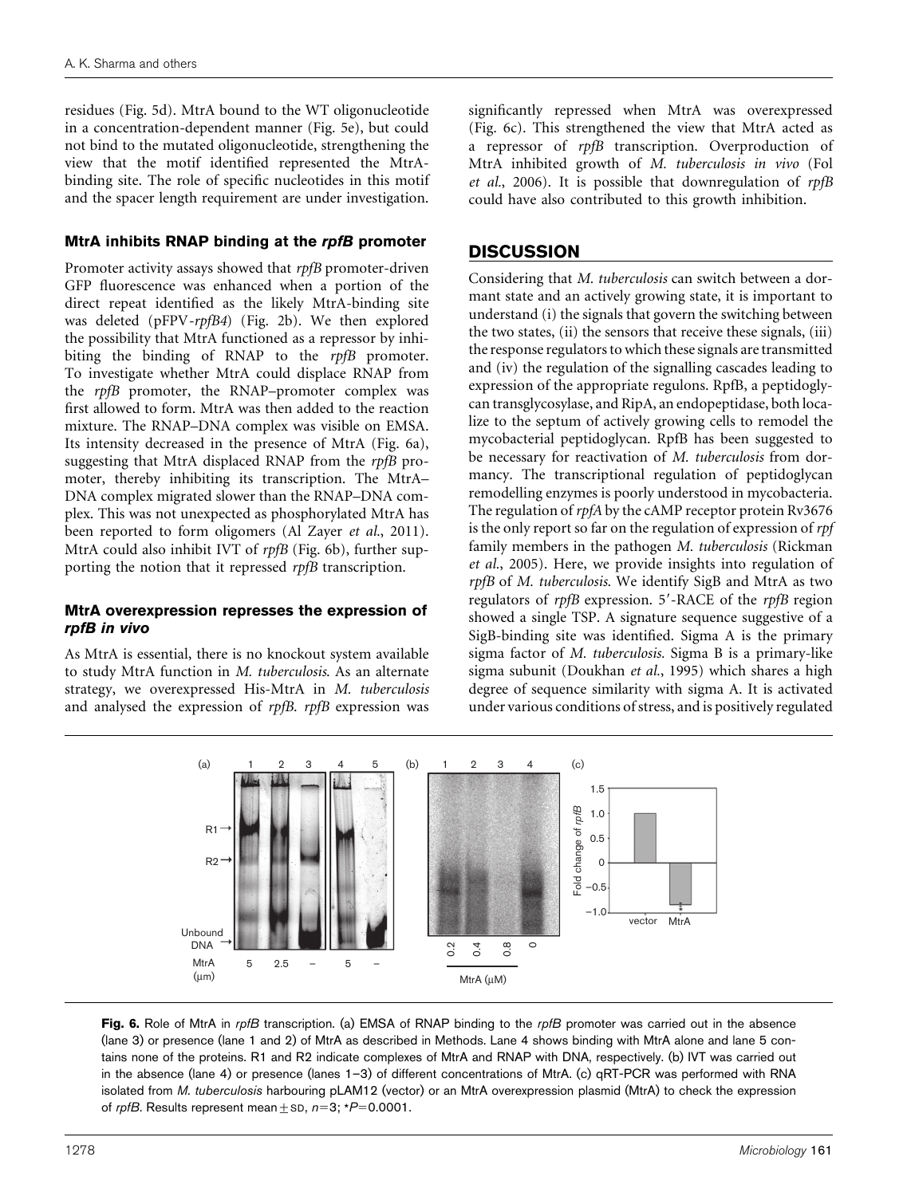residues (Fig. 5d). MtrA bound to the WT oligonucleotide in a concentration-dependent manner (Fig. 5e), but could not bind to the mutated oligonucleotide, strengthening the view that the motif identified represented the MtrA-binding site. The role of specific nucleotides in this motif and the spacer length requirement are under investigation.

### MtrA inhibits RNAP binding at the *rpfB* promoter

Promoter activity assays showed that *rpfB* promoter-driven GFP fluorescence was enhanced when a portion of the direct repeat identified as the likely MtrA-binding site was deleted (pFPV-*rpfB4*) (Fig. 2b). We then explored the possibility that MtrA functioned as a repressor by inhibiting the binding of RNAP to the *rpfB* promoter. To investigate whether MtrA could displace RNAP from the *rpfB* promoter, the RNAP–promoter complex was first allowed to form. MtrA was then added to the reaction mixture. The RNAP–DNA complex was visible on EMSA. Its intensity decreased in the presence of MtrA (Fig. 6a), suggesting that MtrA displaced RNAP from the *rpfB* promoter, thereby inhibiting its transcription. The MtrA–DNA complex migrated slower than the RNAP–DNA complex. This was not unexpected as phosphorylated MtrA has been reported to form oligomers (Al Zayer *et al.*, 2011). MtrA could also inhibit IVT of *rpfB* (Fig. 6b), further supporting the notion that it repressed *rpfB* transcription.

### MtrA overexpression represses the expression of *rpfB in vivo*

As MtrA is essential, there is no knockout system available to study MtrA function in *M. tuberculosis*. As an alternate strategy, we overexpressed His-MtrA in *M. tuberculosis* and analysed the expression of *rpfB*. *rpfB* expression was significantly repressed when MtrA was overexpressed (Fig. 6c). This strengthened the view that MtrA acted as a repressor of *rpfB* transcription. Overproduction of MtrA inhibited growth of *M. tuberculosis in vivo* (Fol *et al.*, 2006). It is possible that downregulation of *rpfB* could have also contributed to this growth inhibition.

## DISCUSSION

Considering that *M. tuberculosis* can switch between a dormant state and an actively growing state, it is important to understand (i) the signals that govern the switching between the two states, (ii) the sensors that receive these signals, (iii) the response regulators to which these signals are transmitted and (iv) the regulation of the signalling cascades leading to expression of the appropriate regulons. RpfB, a peptidoglycan transglycosylase, and RipA, an endopeptidase, both localize to the septum of actively growing cells to remodel the mycobacterial peptidoglycan. RpfB has been suggested to be necessary for reactivation of *M. tuberculosis* from dormancy. The transcriptional regulation of peptidoglycan remodelling enzymes is poorly understood in mycobacteria. The regulation of *rpfA* by the cAMP receptor protein Rv3676 is the only report so far on the regulation of expression of *rpf* family members in the pathogen *M. tuberculosis* (Rickman *et al.*, 2005). Here, we provide insights into regulation of *rpfB* of *M. tuberculosis*. We identify SigB and MtrA as two regulators of *rpfB* expression. 5′-RACE of the *rpfB* region showed a single TSP. A signature sequence suggestive of a SigB-binding site was identified. Sigma A is the primary sigma factor of *M. tuberculosis*. Sigma B is a primary-like sigma subunit (Doukhan *et al.*, 1995) which shares a high degree of sequence similarity with sigma A. It is activated under various conditions of stress, and is positively regulated

**Fig. 6.** Role of MtrA in *rpfB* transcription. (a) EMSA of RNAP binding to the *rpfB* promoter was carried out in the absence (lane 3) or presence (lane 1 and 2) of MtrA as described in Methods. Lane 4 shows binding with MtrA alone and lane 5 contains none of the proteins. R1 and R2 indicate complexes of MtrA and RNAP with DNA, respectively. (b) IVT was carried out in the absence (lane 4) or presence (lanes 1–3) of different concentrations of MtrA. (c) qRT-PCR was performed with RNA isolated from *M. tuberculosis* harbouring pLAM12 (vector) or an MtrA overexpression plasmid (MtrA) to check the expression of *rpfB*. Results represent mean ± SD, $n=3$; *$P=0.0001$.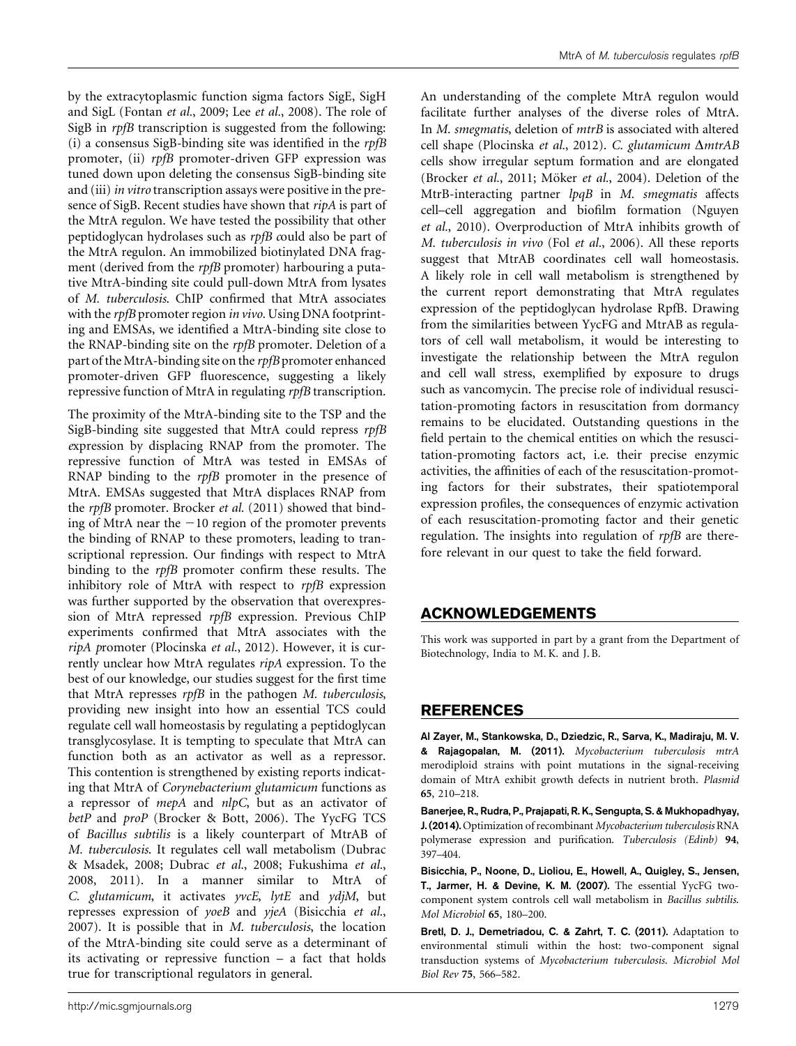by the extracytoplasmic function sigma factors SigE, SigH and SigL (Fontan *et al.*, 2009; Lee *et al.*, 2008). The role of SigB in *rpfB* transcription is suggested from the following: (i) a consensus SigB-binding site was identified in the *rpfB* promoter, (ii) *rpfB* promoter-driven GFP expression was tuned down upon deleting the consensus SigB-binding site and (iii) *in vitro* transcription assays were positive in the presence of SigB. Recent studies have shown that *ripA* is part of the MtrA regulon. We have tested the possibility that other peptidoglycan hydrolases such as *rpfB* could also be part of the MtrA regulon. An immobilized biotinylated DNA fragment (derived from the *rpfB* promoter) harbouring a putative MtrA-binding site could pull-down MtrA from lysates of *M. tuberculosis*. ChIP confirmed that MtrA associates with the *rpfB* promoter region *in vivo*. Using DNA footprinting and EMSAs, we identified a MtrA-binding site close to the RNAP-binding site on the *rpfB* promoter. Deletion of a part of the MtrA-binding site on the *rpfB* promoter enhanced promoter-driven GFP fluorescence, suggesting a likely repressive function of MtrA in regulating *rpfB* transcription.

The proximity of the MtrA-binding site to the TSP and the SigB-binding site suggested that MtrA could repress *rpfB* expression by displacing RNAP from the promoter. The repressive function of MtrA was tested in EMSAs of RNAP binding to the *rpfB* promoter in the presence of MtrA. EMSAs suggested that MtrA displaces RNAP from the *rpfB* promoter. Brocker *et al.* (2011) showed that binding of MtrA near the −10 region of the promoter prevents the binding of RNAP to these promoters, leading to transcriptional repression. Our findings with respect to MtrA binding to the *rpfB* promoter confirm these results. The inhibitory role of MtrA with respect to *rpfB* expression was further supported by the observation that overexpression of MtrA repressed *rpfB* expression. Previous ChIP experiments confirmed that MtrA associates with the *ripA* promoter (Plocinska *et al.*, 2012). However, it is currently unclear how MtrA regulates *ripA* expression. To the best of our knowledge, our studies suggest for the first time that MtrA represses *rpfB* in the pathogen *M. tuberculosis*, providing new insight into how an essential TCS could regulate cell wall homeostasis by regulating a peptidoglycan transglycosylase. It is tempting to speculate that MtrA can function both as an activator as well as a repressor. This contention is strengthened by existing reports indicating that MtrA of *Corynebacterium glutamicum* functions as a repressor of *mepA* and *nlpC*, but as an activator of *betP* and *proP* (Brocker & Bott, 2006). The YycFG TCS of *Bacillus subtilis* is a likely counterpart of MtrAB of *M. tuberculosis*. It regulates cell wall metabolism (Dubrac & Msadek, 2008; Dubrac *et al.*, 2008; Fukushima *et al.*, 2008, 2011). In a manner similar to MtrA of *C. glutamicum*, it activates *yvcE*, *lytE* and *ydjM*, but represses expression of *yoeB* and *yjeA* (Bisicchia *et al.*, 2007). It is possible that in *M. tuberculosis*, the location of the MtrA-binding site could serve as a determinant of its activating or repressive function – a fact that holds true for transcriptional regulators in general.

An understanding of the complete MtrA regulon would facilitate further analyses of the diverse roles of MtrA. In *M. smegmatis*, deletion of *mtrB* is associated with altered cell shape (Plocinska *et al.*, 2012). *C. glutamicum* Δ*mtrAB* cells show irregular septum formation and are elongated (Brocker *et al.*, 2011; Möker *et al.*, 2004). Deletion of the MtrB-interacting partner *lpqB* in *M. smegmatis* affects cell–cell aggregation and biofilm formation (Nguyen *et al.*, 2010). Overproduction of MtrA inhibits growth of *M. tuberculosis in vivo* (Fol *et al.*, 2006). All these reports suggest that MtrAB coordinates cell wall homeostasis. A likely role in cell wall metabolism is strengthened by the current report demonstrating that MtrA regulates expression of the peptidoglycan hydrolase RpfB. Drawing from the similarities between YycFG and MtrAB as regulators of cell wall metabolism, it would be interesting to investigate the relationship between the MtrA regulon and cell wall stress, exemplified by exposure to drugs such as vancomycin. The precise role of individual resuscitation-promoting factors in resuscitation from dormancy remains to be elucidated. Outstanding questions in the field pertain to the chemical entities on which the resuscitation-promoting factors act, i.e. their precise enzymic activities, the affinities of each of the resuscitation-promoting factors for their substrates, their spatiotemporal expression profiles, the consequences of enzymic activation of each resuscitation-promoting factor and their genetic regulation. The insights into regulation of *rpfB* are therefore relevant in our quest to take the field forward.

## ACKNOWLEDGEMENTS

This work was supported in part by a grant from the Department of Biotechnology, India to M. K. and J. B.

## REFERENCES

**Al Zayer, M., Stankowska, D., Dziedzic, R., Sarva, K., Madiraju, M. V. & Rajagopalan, M. (2011).** *Mycobacterium tuberculosis mtrA* merodiploid strains with point mutations in the signal-receiving domain of MtrA exhibit growth defects in nutrient broth. *Plasmid* **65**, 210–218.

**Banerjee, R., Rudra, P., Prajapati, R. K., Sengupta, S. & Mukhopadhyay, J. (2014).** Optimization of recombinant *Mycobacterium tuberculosis* RNA polymerase expression and purification. *Tuberculosis (Edinb)* **94**, 397–404.

**Bisicchia, P., Noone, D., Lioliou, E., Howell, A., Quigley, S., Jensen, T., Jarmer, H. & Devine, K. M. (2007).** The essential YycFG two-component system controls cell wall metabolism in *Bacillus subtilis*. *Mol Microbiol* **65**, 180–200.

**Bretl, D. J., Demetriadou, C. & Zahrt, T. C. (2011).** Adaptation to environmental stimuli within the host: two-component signal transduction systems of *Mycobacterium tuberculosis*. *Microbiol Mol Biol Rev* **75**, 566–582.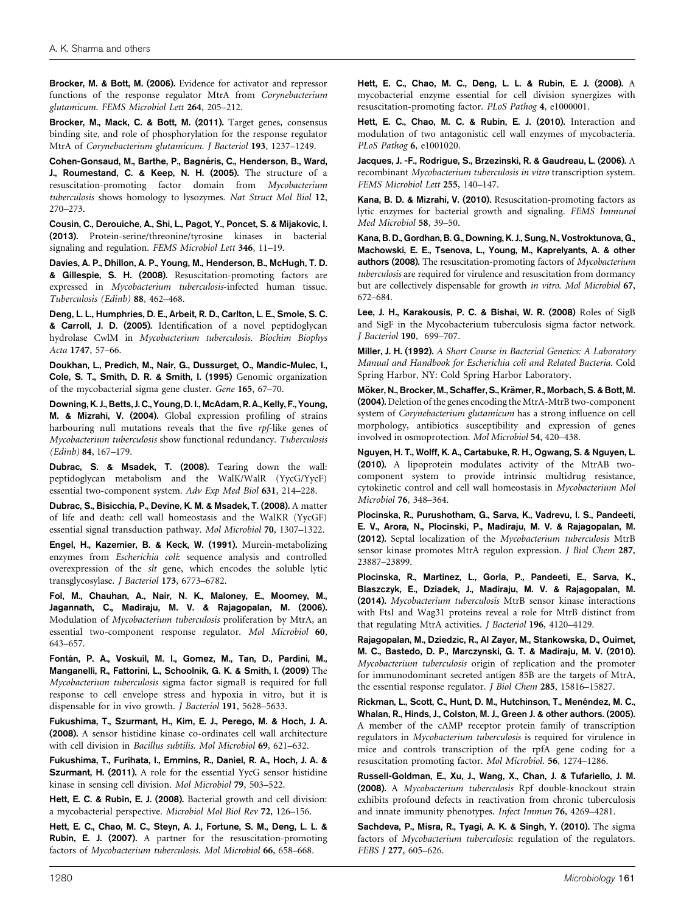**Brocker, M. & Bott, M. (2006).** Evidence for activator and repressor functions of the response regulator MtrA from *Corynebacterium glutamicum*. *FEMS Microbiol Lett* **264**, 205–212.

**Brocker, M., Mack, C. & Bott, M. (2011).** Target genes, consensus binding site, and role of phosphorylation for the response regulator MtrA of *Corynebacterium glutamicum*. *J Bacteriol* **193**, 1237–1249.

**Cohen-Gonsaud, M., Barthe, P., Bagnéris, C., Henderson, B., Ward, J., Roumestand, C. & Keep, N. H. (2005).** The structure of a resuscitation-promoting factor domain from *Mycobacterium tuberculosis* shows homology to lysozymes. *Nat Struct Mol Biol* **12**, 270–273.

**Cousin, C., Derouiche, A., Shi, L., Pagot, Y., Poncet, S. & Mijakovic, I. (2013).** Protein-serine/threonine/tyrosine kinases in bacterial signaling and regulation. *FEMS Microbiol Lett* **346**, 11–19.

**Davies, A. P., Dhillon, A. P., Young, M., Henderson, B., McHugh, T. D. & Gillespie, S. H. (2008).** Resuscitation-promoting factors are expressed in *Mycobacterium tuberculosis*-infected human tissue. *Tuberculosis (Edinb)* **88**, 462–468.

**Deng, L. L., Humphries, D. E., Arbeit, R. D., Carlton, L. E., Smole, S. C. & Carroll, J. D. (2005).** Identification of a novel peptidoglycan hydrolase CwlM in *Mycobacterium tuberculosis*. *Biochim Biophys Acta* **1747**, 57–66.

**Doukhan, L., Predich, M., Nair, G., Dussurget, O., Mandic-Mulec, I., Cole, S. T., Smith, D. R. & Smith, I. (1995)** Genomic organization of the mycobacterial sigma gene cluster. *Gene* **165**, 67–70.

**Downing, K. J., Betts, J. C., Young, D. I., McAdam, R. A., Kelly, F., Young, M. & Mizrahi, V. (2004).** Global expression profiling of strains harbouring null mutations reveals that the five *rpf*-like genes of *Mycobacterium tuberculosis* show functional redundancy. *Tuberculosis (Edinb)* **84**, 167–179.

**Dubrac, S. & Msadek, T. (2008).** Tearing down the wall: peptidoglycan metabolism and the WalK/WalR (YycG/YycF) essential two-component system. *Adv Exp Med Biol* **631**, 214–228.

**Dubrac, S., Bisicchia, P., Devine, K. M. & Msadek, T. (2008).** A matter of life and death: cell wall homeostasis and the WalKR (YycGF) essential signal transduction pathway. *Mol Microbiol* **70**, 1307–1322.

**Engel, H., Kazemier, B. & Keck, W. (1991).** Murein-metabolizing enzymes from *Escherichia coli*: sequence analysis and controlled overexpression of the *slt* gene, which encodes the soluble lytic transglycosylase. *J Bacteriol* **173**, 6773–6782.

**Fol, M., Chauhan, A., Nair, N. K., Maloney, E., Moomey, M., Jagannath, C., Madiraju, M. V. & Rajagopalan, M. (2006).** Modulation of *Mycobacterium tuberculosis* proliferation by MtrA, an essential two-component response regulator. *Mol Microbiol* **60**, 643–657.

**Fontán, P. A., Voskuil, M. I., Gomez, M., Tan, D., Pardini, M., Manganelli, R., Fattorini, L., Schoolnik, G. K. & Smith, I. (2009)** The *Mycobacterium tuberculosis* sigma factor sigmaB is required for full response to cell envelope stress and hypoxia in vitro, but it is dispensable for in vivo growth. *J Bacteriol* **191**, 5628–5633.

**Fukushima, T., Szurmant, H., Kim, E. J., Perego, M. & Hoch, J. A. (2008).** A sensor histidine kinase co-ordinates cell wall architecture with cell division in *Bacillus subtilis*. *Mol Microbiol* **69**, 621–632.

**Fukushima, T., Furihata, I., Emmins, R., Daniel, R. A., Hoch, J. A. & Szurmant, H. (2011).** A role for the essential YycG sensor histidine kinase in sensing cell division. *Mol Microbiol* **79**, 503–522.

**Hett, E. C. & Rubin, E. J. (2008).** Bacterial growth and cell division: a mycobacterial perspective. *Microbiol Mol Biol Rev* **72**, 126–156.

**Hett, E. C., Chao, M. C., Steyn, A. J., Fortune, S. M., Deng, L. L. & Rubin, E. J. (2007).** A partner for the resuscitation-promoting factors of *Mycobacterium tuberculosis*. *Mol Microbiol* **66**, 658–668.

**Hett, E. C., Chao, M. C., Deng, L. L. & Rubin, E. J. (2008).** A mycobacterial enzyme essential for cell division synergizes with resuscitation-promoting factor. *PLoS Pathog* **4**, e1000001.

**Hett, E. C., Chao, M. C. & Rubin, E. J. (2010).** Interaction and modulation of two antagonistic cell wall enzymes of mycobacteria. *PLoS Pathog* **6**, e1001020.

**Jacques, J. -F., Rodrigue, S., Brzezinski, R. & Gaudreau, L. (2006).** A recombinant *Mycobacterium tuberculosis in vitro* transcription system. *FEMS Microbiol Lett* **255**, 140–147.

**Kana, B. D. & Mizrahi, V. (2010).** Resuscitation-promoting factors as lytic enzymes for bacterial growth and signaling. *FEMS Immunol Med Microbiol* **58**, 39–50.

**Kana, B. D., Gordhan, B. G., Downing, K. J., Sung, N., Vostroktunova, G., Machowski, E. E., Tsenova, L., Young, M., Kaprelyants, A. & other authors (2008).** The resuscitation-promoting factors of *Mycobacterium tuberculosis* are required for virulence and resuscitation from dormancy but are collectively dispensable for growth *in vitro*. *Mol Microbiol* **67**, 672–684.

**Lee, J. H., Karakousis, P. C. & Bishai, W. R. (2008)** Roles of SigB and SigF in the Mycobacterium tuberculosis sigma factor network. *J Bacteriol* **190**, 699–707.

**Miller, J. H. (1992).** *A Short Course in Bacterial Genetics: A Laboratory Manual and Handbook for Escherichia coli and Related Bacteria*. Cold Spring Harbor, NY: Cold Spring Harbor Laboratory.

**Möker, N., Brocker, M., Schaffer, S., Krämer, R., Morbach, S. & Bott, M. (2004).** Deletion of the genes encoding the MtrA-MtrB two-component system of *Corynebacterium glutamicum* has a strong influence on cell morphology, antibiotics susceptibility and expression of genes involved in osmoprotection. *Mol Microbiol* **54**, 420–438.

**Nguyen, H. T., Wolff, K. A., Cartabuke, R. H., Ogwang, S. & Nguyen, L. (2010).** A lipoprotein modulates activity of the MtrAB two-component system to provide intrinsic multidrug resistance, cytokinetic control and cell wall homeostasis in *Mycobacterium Mol Microbiol* **76**, 348–364.

**Plocinska, R., Purushotham, G., Sarva, K., Vadrevu, I. S., Pandeeti, E. V., Arora, N., Plocinski, P., Madiraju, M. V. & Rajagopalan, M. (2012).** Septal localization of the *Mycobacterium tuberculosis* MtrB sensor kinase promotes MtrA regulon expression. *J Biol Chem* **287**, 23887–23899.

**Plocinska, R., Martinez, L., Gorla, P., Pandeeti, E., Sarva, K., Blaszczyk, E., Dziadek, J., Madiraju, M. V. & Rajagopalan, M. (2014).** *Mycobacterium tuberculosis* MtrB sensor kinase interactions with FtsI and Wag31 proteins reveal a role for MtrB distinct from that regulating MtrA activities. *J Bacteriol* **196**, 4120–4129.

**Rajagopalan, M., Dziedzic, R., Al Zayer, M., Stankowska, D., Ouimet, M. C., Bastedo, D. P., Marczynski, G. T. & Madiraju, M. V. (2010).** *Mycobacterium tuberculosis* origin of replication and the promoter for immunodominant secreted antigen 85B are the targets of MtrA, the essential response regulator. *J Biol Chem* **285**, 15816–15827.

**Rickman, L., Scott, C., Hunt, D. M., Hutchinson, T., Menéndez, M. C., Whalan, R., Hinds, J., Colston, M. J., Green J. & other authors. (2005).** A member of the cAMP receptor protein family of transcription regulators in *Mycobacterium tuberculosis* is required for virulence in mice and controls transcription of the rpfA gene coding for a resuscitation promoting factor. *Mol Microbiol.* **56**, 1274–1286.

**Russell-Goldman, E., Xu, J., Wang, X., Chan, J. & Tufariello, J. M. (2008).** A *Mycobacterium tuberculosis* Rpf double-knockout strain exhibits profound defects in reactivation from chronic tuberculosis and innate immunity phenotypes. *Infect Immun* **76**, 4269–4281.

**Sachdeva, P., Misra, R., Tyagi, A. K. & Singh, Y. (2010).** The sigma factors of *Mycobacterium tuberculosis*: regulation of the regulators. *FEBS J* **277**, 605–626.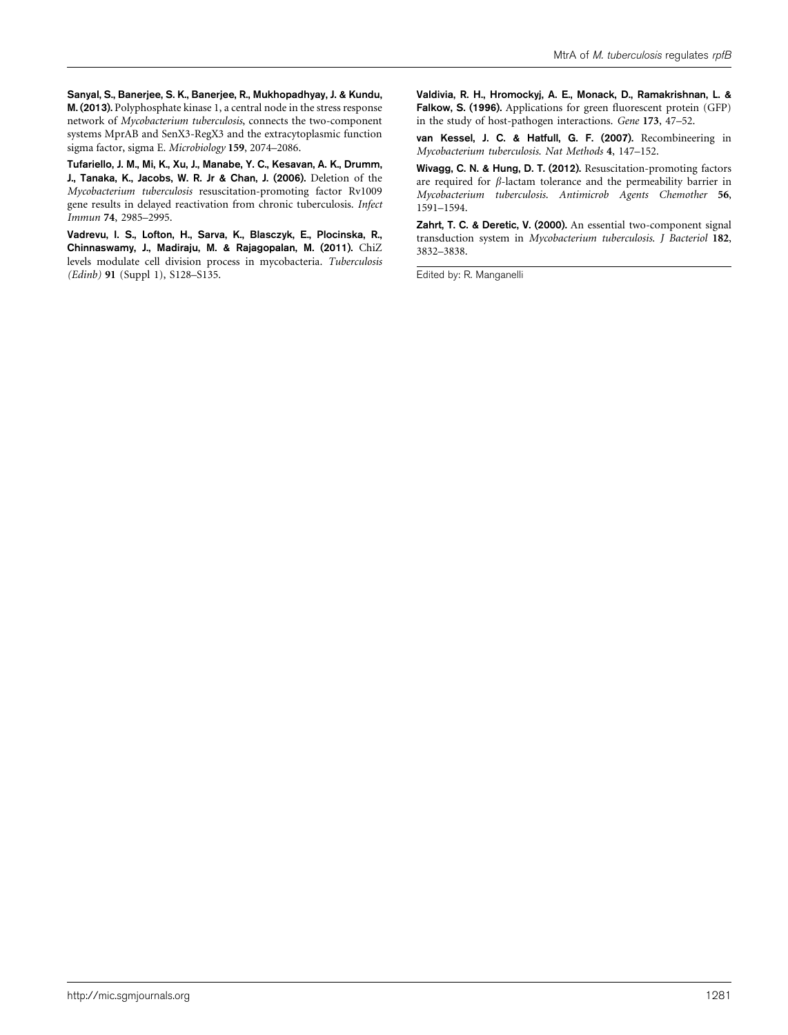**Sanyal, S., Banerjee, S. K., Banerjee, R., Mukhopadhyay, J. & Kundu, M. (2013).** Polyphosphate kinase 1, a central node in the stress response network of *Mycobacterium tuberculosis*, connects the two-component systems MprAB and SenX3-RegX3 and the extracytoplasmic function sigma factor, sigma E. *Microbiology* **159**, 2074–2086.

**Tufariello, J. M., Mi, K., Xu, J., Manabe, Y. C., Kesavan, A. K., Drumm, J., Tanaka, K., Jacobs, W. R. Jr & Chan, J. (2006).** Deletion of the *Mycobacterium tuberculosis* resuscitation-promoting factor Rv1009 gene results in delayed reactivation from chronic tuberculosis. *Infect Immun* **74**, 2985–2995.

**Vadrevu, I. S., Lofton, H., Sarva, K., Blasczyk, E., Plocinska, R., Chinnaswamy, J., Madiraju, M. & Rajagopalan, M. (2011).** ChiZ levels modulate cell division process in mycobacteria. *Tuberculosis (Edinb)* **91** (Suppl 1), S128–S135.

**Valdivia, R. H., Hromockyj, A. E., Monack, D., Ramakrishnan, L. & Falkow, S. (1996).** Applications for green fluorescent protein (GFP) in the study of host-pathogen interactions. *Gene* **173**, 47–52.

**van Kessel, J. C. & Hatfull, G. F. (2007).** Recombineering in *Mycobacterium tuberculosis*. *Nat Methods* **4**, 147–152.

**Wivagg, C. N. & Hung, D. T. (2012).** Resuscitation-promoting factors are required for $\beta$-lactam tolerance and the permeability barrier in *Mycobacterium tuberculosis*. *Antimicrob Agents Chemother* **56**, 1591–1594.

**Zahrt, T. C. & Deretic, V. (2000).** An essential two-component signal transduction system in *Mycobacterium tuberculosis*. *J Bacteriol* **182**, 3832–3838.

Edited by: R. Manganelli